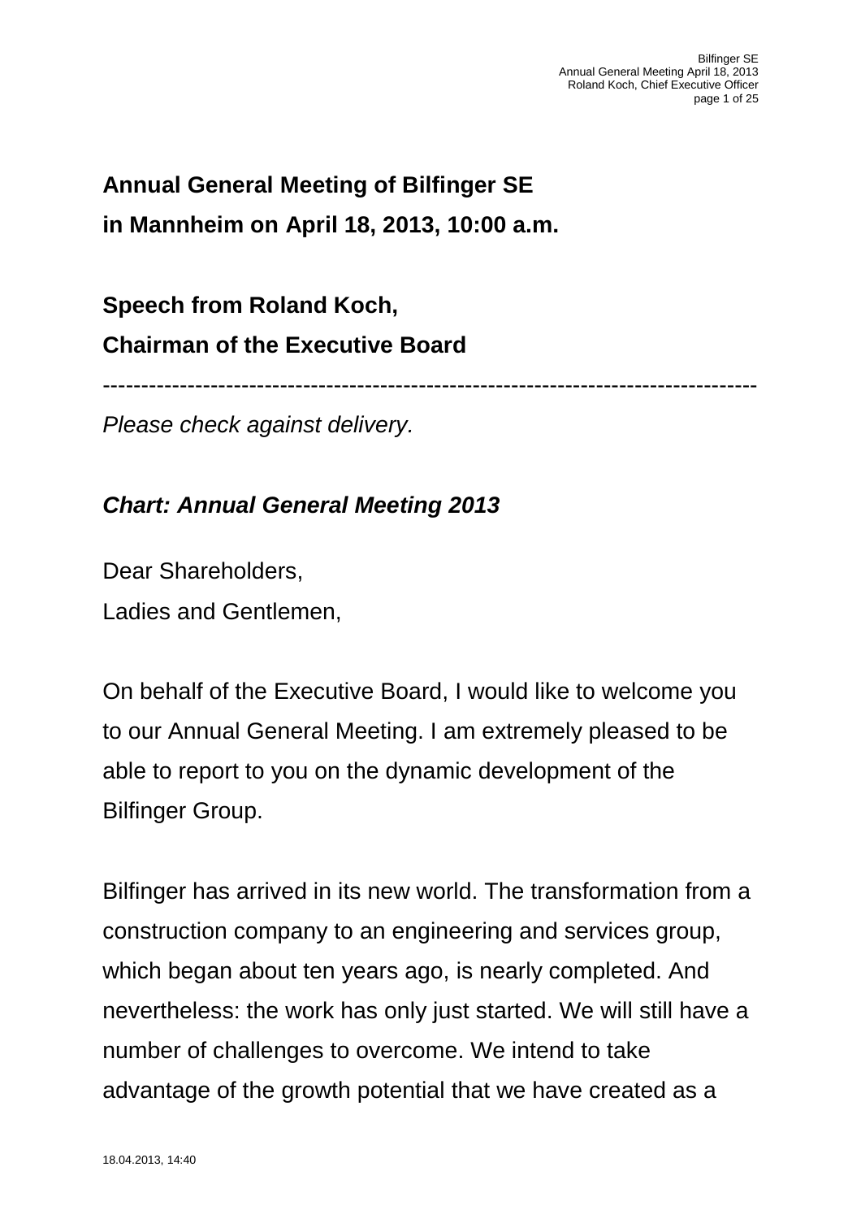# Annual General Meeting of Bilfinger SE in Mannheim on April 18, 2013, 10:00 a.m.

## Speech from Roland Koch, Chairman of the Executive Board

---

*Please check against delivery.*

***Chart: Annual General Meeting 2013***

Dear Shareholders,
Ladies and Gentlemen,

On behalf of the Executive Board, I would like to welcome you to our Annual General Meeting. I am extremely pleased to be able to report to you on the dynamic development of the Bilfinger Group.

Bilfinger has arrived in its new world. The transformation from a construction company to an engineering and services group, which began about ten years ago, is nearly completed. And nevertheless: the work has only just started. We will still have a number of challenges to overcome. We intend to take advantage of the growth potential that we have created as a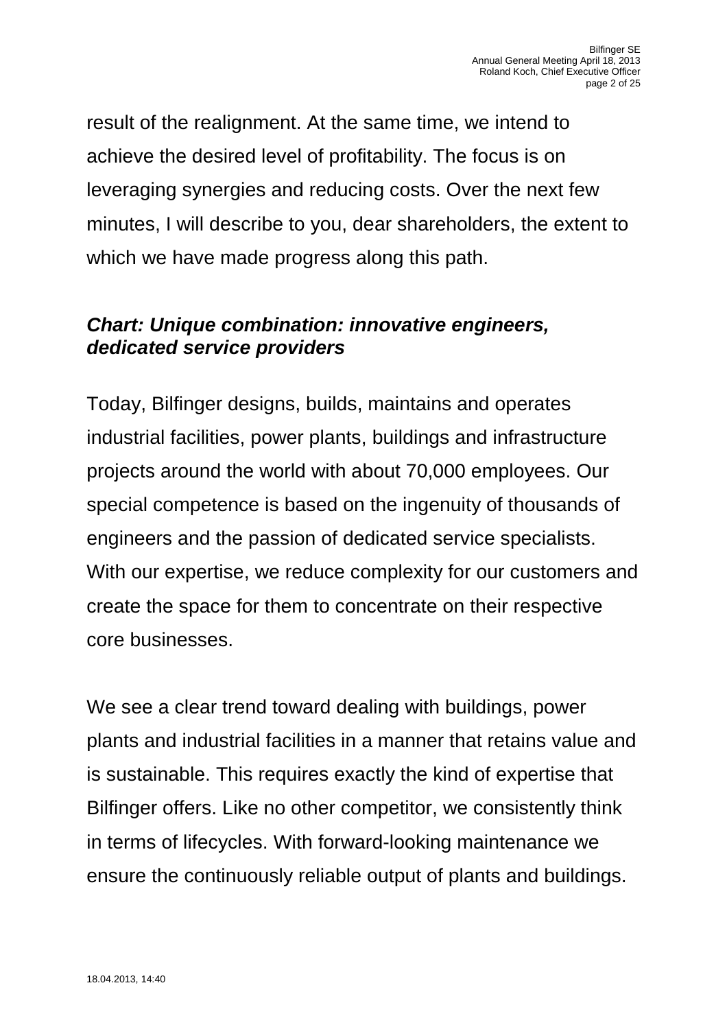result of the realignment. At the same time, we intend to achieve the desired level of profitability. The focus is on leveraging synergies and reducing costs. Over the next few minutes, I will describe to you, dear shareholders, the extent to which we have made progress along this path.

***Chart: Unique combination: innovative engineers, dedicated service providers***

Today, Bilfinger designs, builds, maintains and operates industrial facilities, power plants, buildings and infrastructure projects around the world with about 70,000 employees. Our special competence is based on the ingenuity of thousands of engineers and the passion of dedicated service specialists. With our expertise, we reduce complexity for our customers and create the space for them to concentrate on their respective core businesses.

We see a clear trend toward dealing with buildings, power plants and industrial facilities in a manner that retains value and is sustainable. This requires exactly the kind of expertise that Bilfinger offers. Like no other competitor, we consistently think in terms of lifecycles. With forward-looking maintenance we ensure the continuously reliable output of plants and buildings.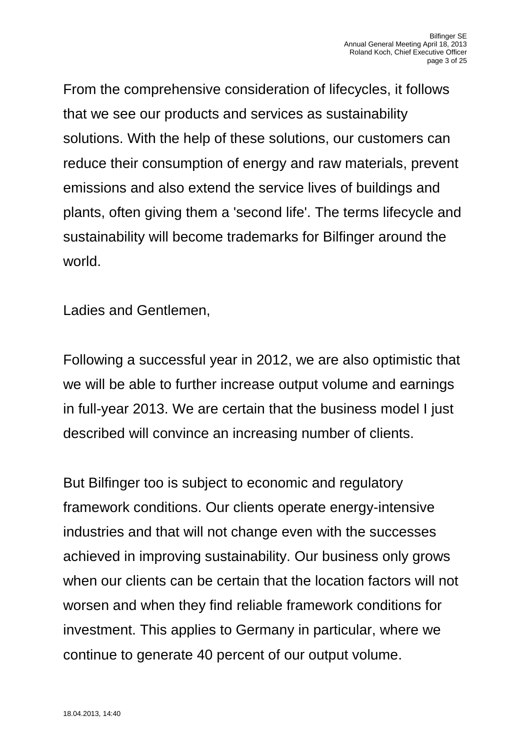From the comprehensive consideration of lifecycles, it follows that we see our products and services as sustainability solutions. With the help of these solutions, our customers can reduce their consumption of energy and raw materials, prevent emissions and also extend the service lives of buildings and plants, often giving them a 'second life'. The terms lifecycle and sustainability will become trademarks for Bilfinger around the world.

Ladies and Gentlemen,

Following a successful year in 2012, we are also optimistic that we will be able to further increase output volume and earnings in full-year 2013. We are certain that the business model I just described will convince an increasing number of clients.

But Bilfinger too is subject to economic and regulatory framework conditions. Our clients operate energy-intensive industries and that will not change even with the successes achieved in improving sustainability. Our business only grows when our clients can be certain that the location factors will not worsen and when they find reliable framework conditions for investment. This applies to Germany in particular, where we continue to generate 40 percent of our output volume.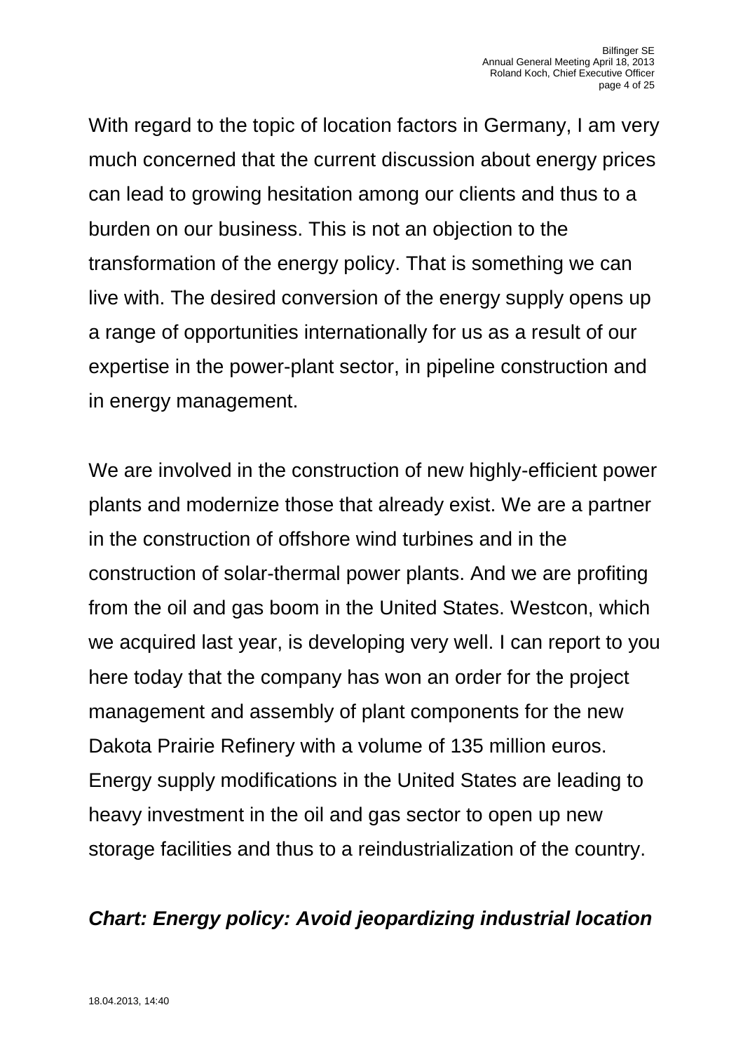With regard to the topic of location factors in Germany, I am very much concerned that the current discussion about energy prices can lead to growing hesitation among our clients and thus to a burden on our business. This is not an objection to the transformation of the energy policy. That is something we can live with. The desired conversion of the energy supply opens up a range of opportunities internationally for us as a result of our expertise in the power-plant sector, in pipeline construction and in energy management.

We are involved in the construction of new highly-efficient power plants and modernize those that already exist. We are a partner in the construction of offshore wind turbines and in the construction of solar-thermal power plants. And we are profiting from the oil and gas boom in the United States. Westcon, which we acquired last year, is developing very well. I can report to you here today that the company has won an order for the project management and assembly of plant components for the new Dakota Prairie Refinery with a volume of 135 million euros. Energy supply modifications in the United States are leading to heavy investment in the oil and gas sector to open up new storage facilities and thus to a reindustrialization of the country.

***Chart: Energy policy: Avoid jeopardizing industrial location***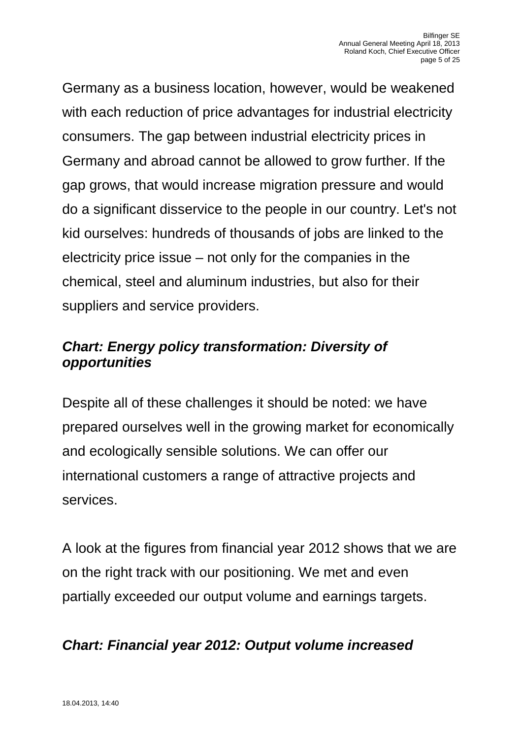Germany as a business location, however, would be weakened with each reduction of price advantages for industrial electricity consumers. The gap between industrial electricity prices in Germany and abroad cannot be allowed to grow further. If the gap grows, that would increase migration pressure and would do a significant disservice to the people in our country. Let's not kid ourselves: hundreds of thousands of jobs are linked to the electricity price issue – not only for the companies in the chemical, steel and aluminum industries, but also for their suppliers and service providers.

***Chart: Energy policy transformation: Diversity of opportunities***

Despite all of these challenges it should be noted: we have prepared ourselves well in the growing market for economically and ecologically sensible solutions. We can offer our international customers a range of attractive projects and services.

A look at the figures from financial year 2012 shows that we are on the right track with our positioning. We met and even partially exceeded our output volume and earnings targets.

***Chart: Financial year 2012: Output volume increased***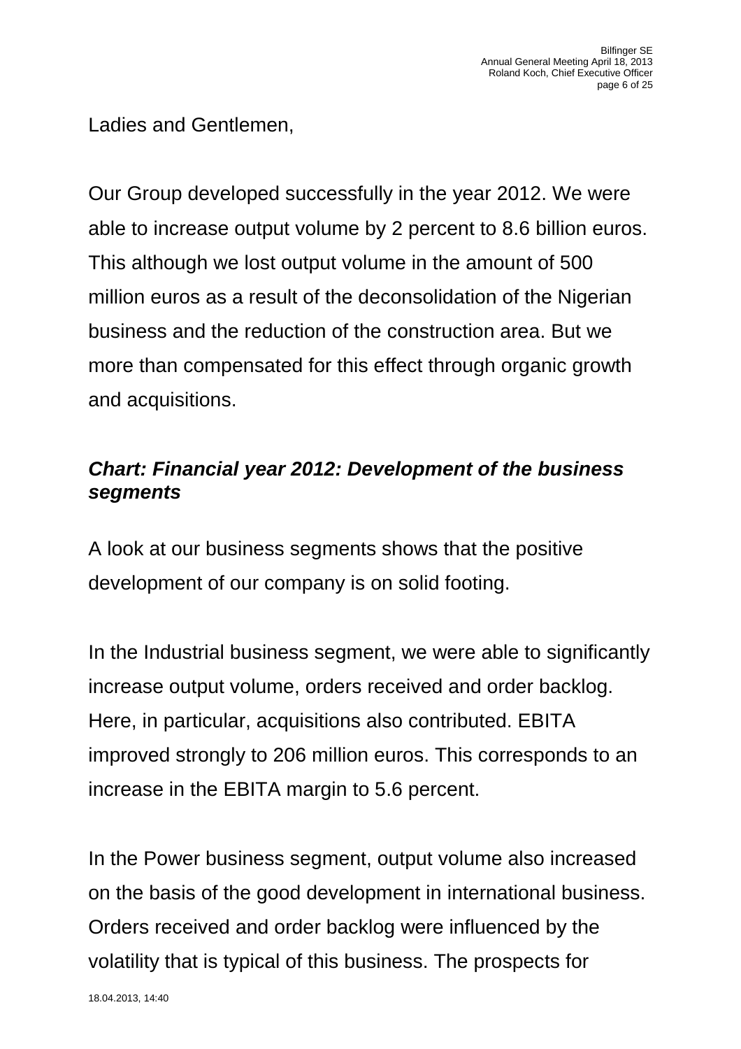Ladies and Gentlemen,

Our Group developed successfully in the year 2012. We were able to increase output volume by 2 percent to 8.6 billion euros. This although we lost output volume in the amount of 500 million euros as a result of the deconsolidation of the Nigerian business and the reduction of the construction area. But we more than compensated for this effect through organic growth and acquisitions.

***Chart: Financial year 2012: Development of the business segments***

A look at our business segments shows that the positive development of our company is on solid footing.

In the Industrial business segment, we were able to significantly increase output volume, orders received and order backlog. Here, in particular, acquisitions also contributed. EBITA improved strongly to 206 million euros. This corresponds to an increase in the EBITA margin to 5.6 percent.

In the Power business segment, output volume also increased on the basis of the good development in international business. Orders received and order backlog were influenced by the volatility that is typical of this business. The prospects for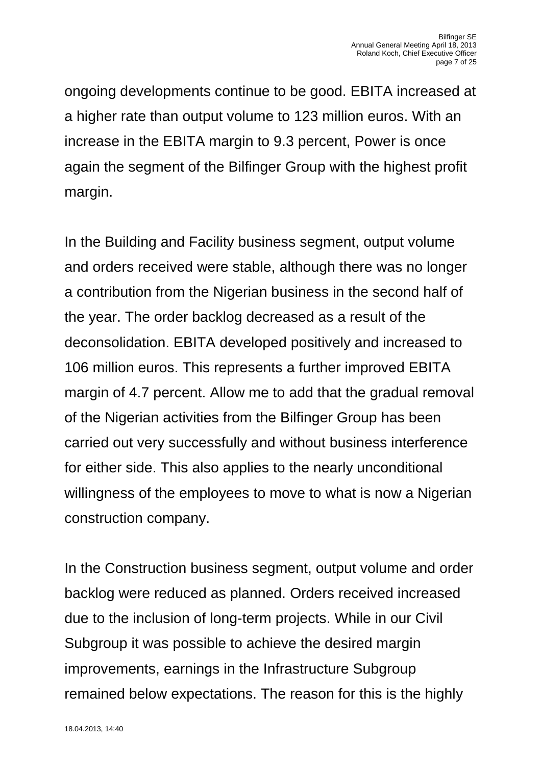ongoing developments continue to be good. EBITA increased at a higher rate than output volume to 123 million euros. With an increase in the EBITA margin to 9.3 percent, Power is once again the segment of the Bilfinger Group with the highest profit margin.

In the Building and Facility business segment, output volume and orders received were stable, although there was no longer a contribution from the Nigerian business in the second half of the year. The order backlog decreased as a result of the deconsolidation. EBITA developed positively and increased to 106 million euros. This represents a further improved EBITA margin of 4.7 percent. Allow me to add that the gradual removal of the Nigerian activities from the Bilfinger Group has been carried out very successfully and without business interference for either side. This also applies to the nearly unconditional willingness of the employees to move to what is now a Nigerian construction company.

In the Construction business segment, output volume and order backlog were reduced as planned. Orders received increased due to the inclusion of long-term projects. While in our Civil Subgroup it was possible to achieve the desired margin improvements, earnings in the Infrastructure Subgroup remained below expectations. The reason for this is the highly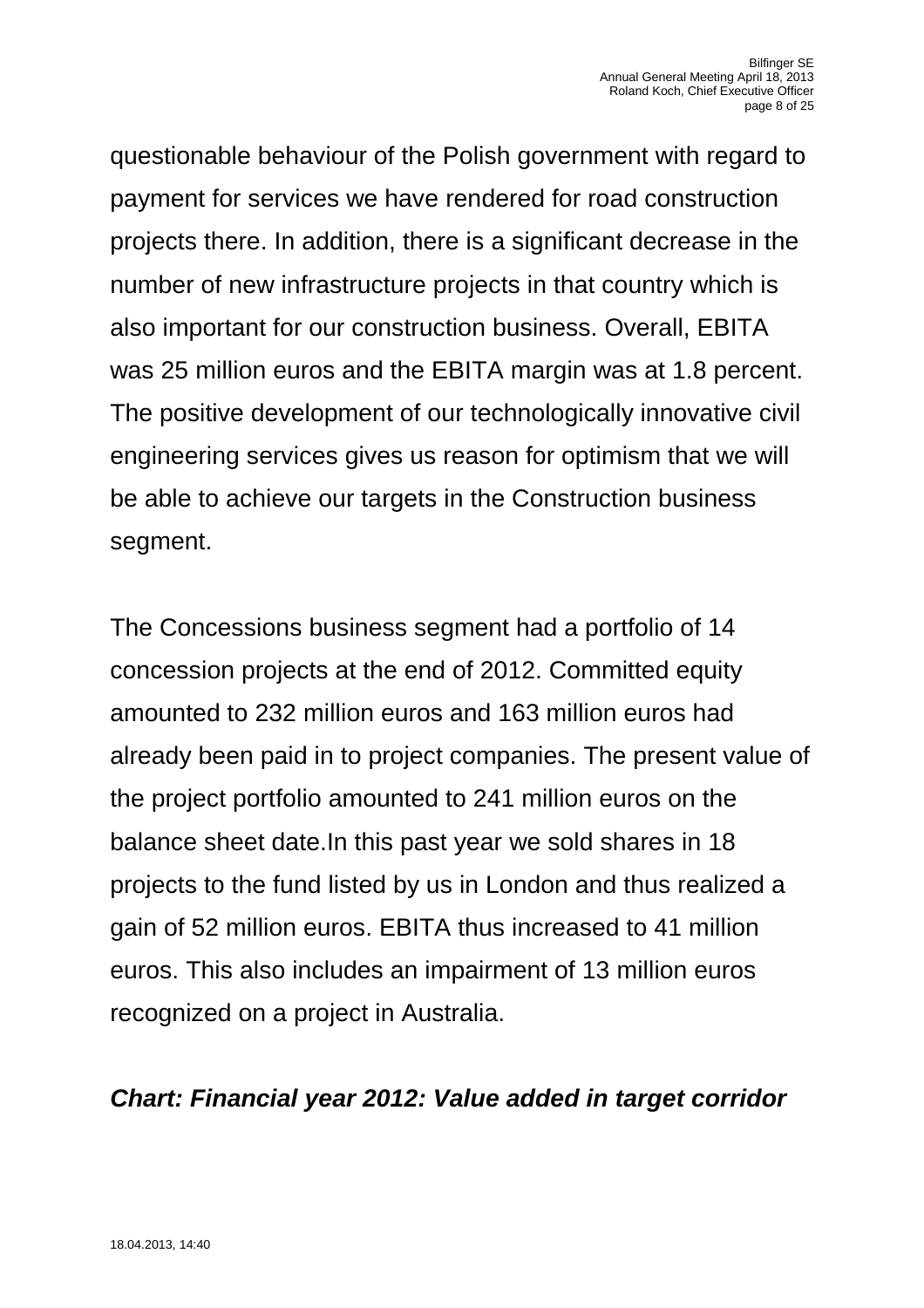questionable behaviour of the Polish government with regard to payment for services we have rendered for road construction projects there. In addition, there is a significant decrease in the number of new infrastructure projects in that country which is also important for our construction business. Overall, EBITA was 25 million euros and the EBITA margin was at 1.8 percent. The positive development of our technologically innovative civil engineering services gives us reason for optimism that we will be able to achieve our targets in the Construction business segment.

The Concessions business segment had a portfolio of 14 concession projects at the end of 2012. Committed equity amounted to 232 million euros and 163 million euros had already been paid in to project companies. The present value of the project portfolio amounted to 241 million euros on the balance sheet date.In this past year we sold shares in 18 projects to the fund listed by us in London and thus realized a gain of 52 million euros. EBITA thus increased to 41 million euros. This also includes an impairment of 13 million euros recognized on a project in Australia.

***Chart: Financial year 2012: Value added in target corridor***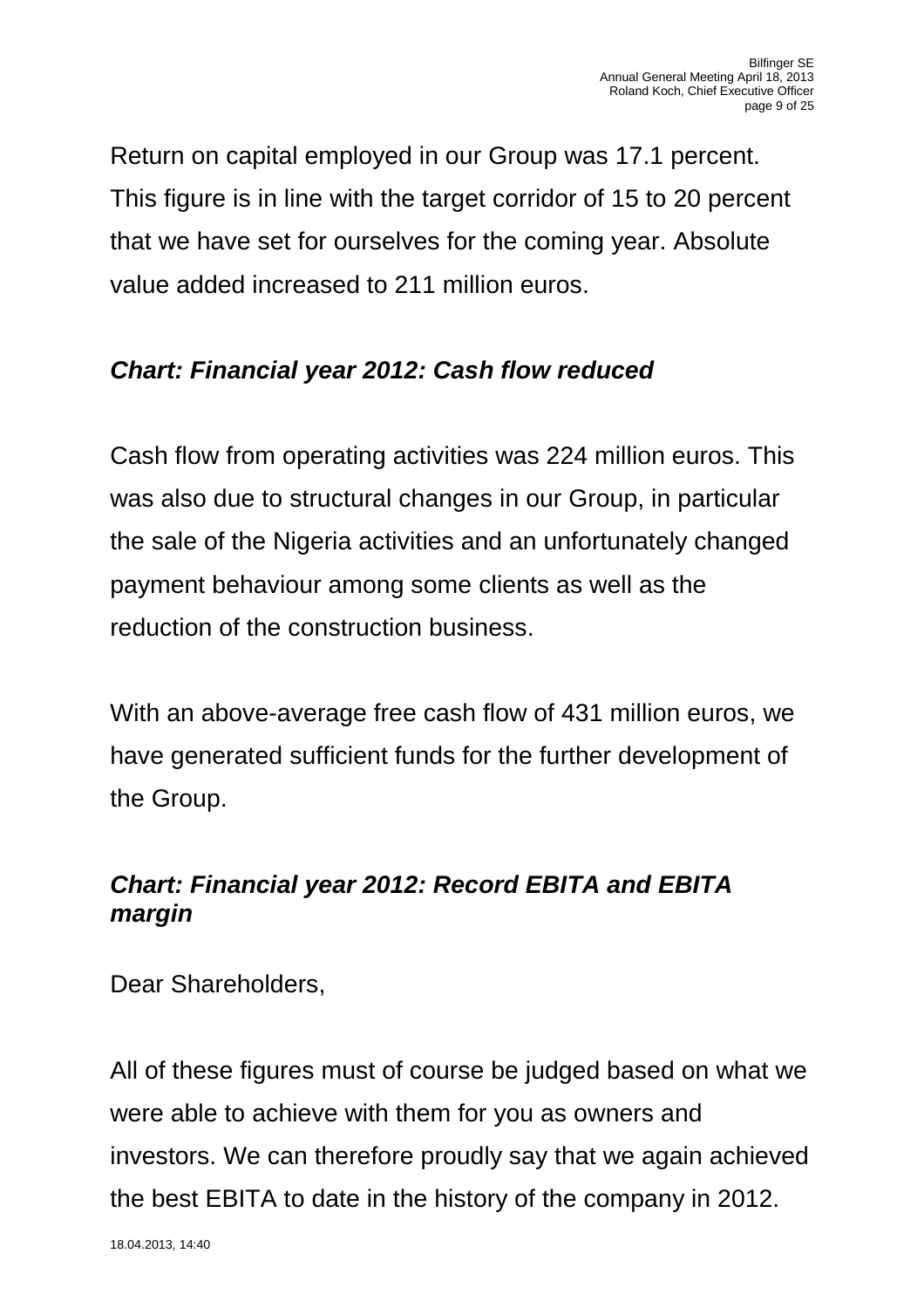Return on capital employed in our Group was 17.1 percent. This figure is in line with the target corridor of 15 to 20 percent that we have set for ourselves for the coming year. Absolute value added increased to 211 million euros.

***Chart: Financial year 2012: Cash flow reduced***

Cash flow from operating activities was 224 million euros. This was also due to structural changes in our Group, in particular the sale of the Nigeria activities and an unfortunately changed payment behaviour among some clients as well as the reduction of the construction business.

With an above-average free cash flow of 431 million euros, we have generated sufficient funds for the further development of the Group.

***Chart: Financial year 2012: Record EBITA and EBITA margin***

Dear Shareholders,

All of these figures must of course be judged based on what we were able to achieve with them for you as owners and investors. We can therefore proudly say that we again achieved the best EBITA to date in the history of the company in 2012.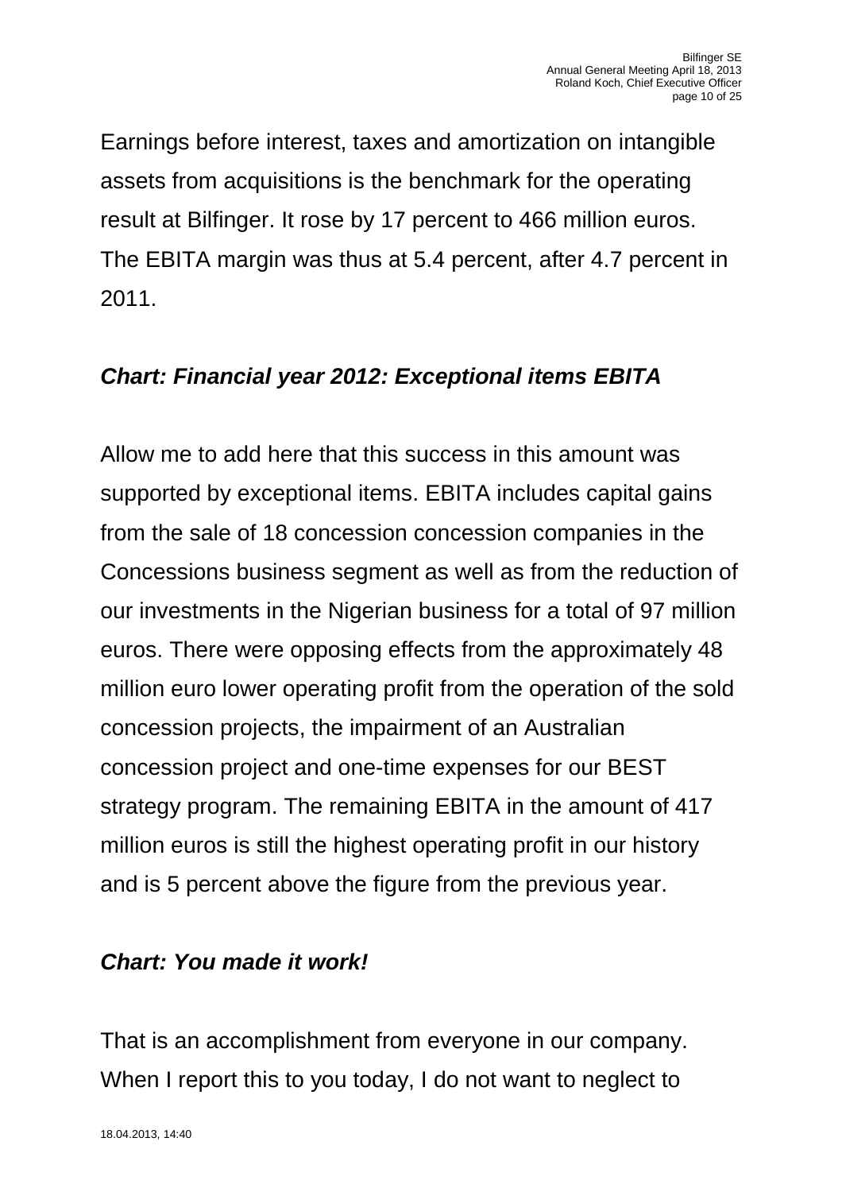Earnings before interest, taxes and amortization on intangible assets from acquisitions is the benchmark for the operating result at Bilfinger. It rose by 17 percent to 466 million euros. The EBITA margin was thus at 5.4 percent, after 4.7 percent in 2011.

***Chart: Financial year 2012: Exceptional items EBITA***

Allow me to add here that this success in this amount was supported by exceptional items. EBITA includes capital gains from the sale of 18 concession concession companies in the Concessions business segment as well as from the reduction of our investments in the Nigerian business for a total of 97 million euros. There were opposing effects from the approximately 48 million euro lower operating profit from the operation of the sold concession projects, the impairment of an Australian concession project and one-time expenses for our BEST strategy program. The remaining EBITA in the amount of 417 million euros is still the highest operating profit in our history and is 5 percent above the figure from the previous year.

***Chart: You made it work!***

That is an accomplishment from everyone in our company. When I report this to you today, I do not want to neglect to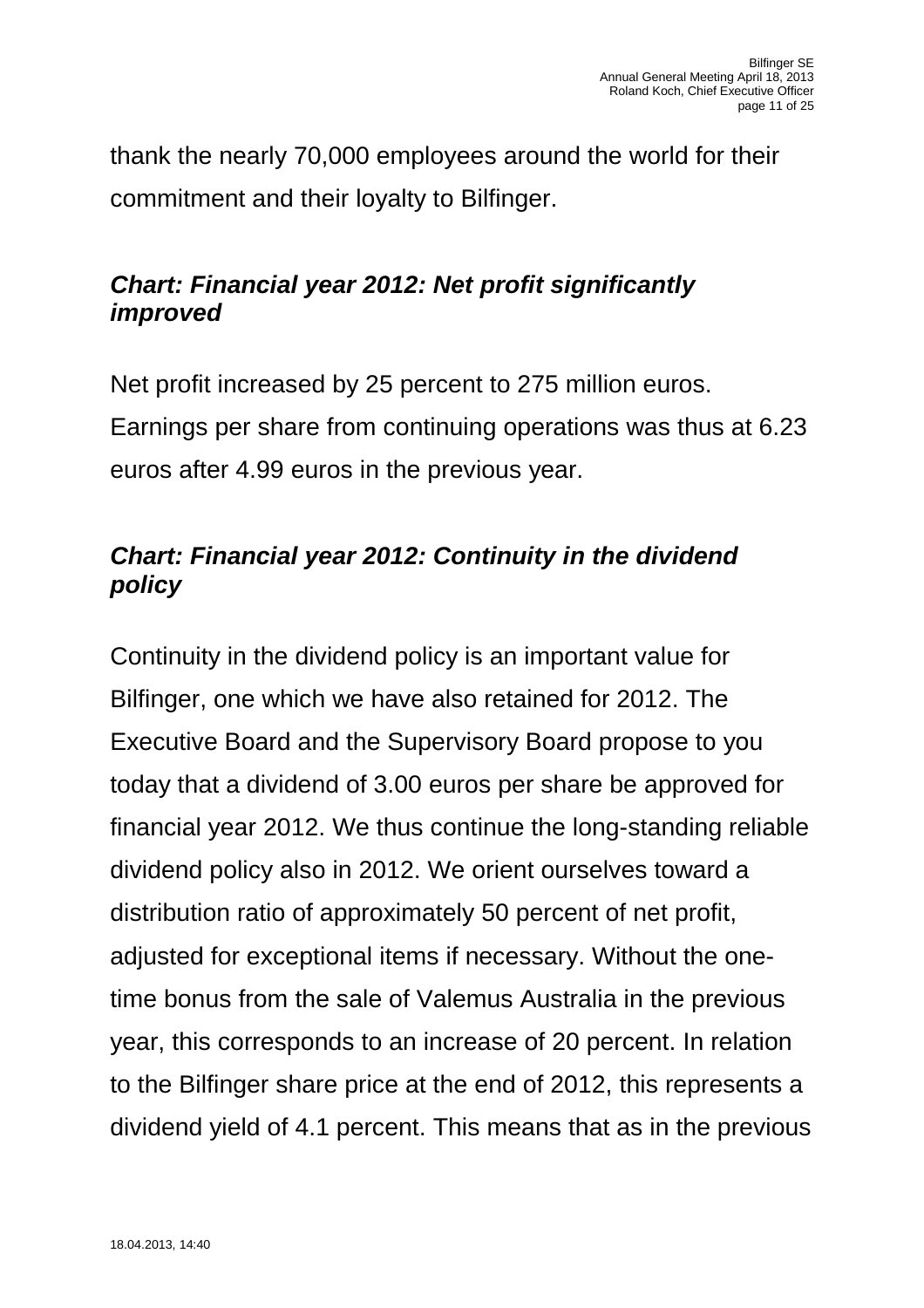thank the nearly 70,000 employees around the world for their commitment and their loyalty to Bilfinger.

***Chart: Financial year 2012: Net profit significantly improved***

Net profit increased by 25 percent to 275 million euros. Earnings per share from continuing operations was thus at 6.23 euros after 4.99 euros in the previous year.

***Chart: Financial year 2012: Continuity in the dividend policy***

Continuity in the dividend policy is an important value for Bilfinger, one which we have also retained for 2012. The Executive Board and the Supervisory Board propose to you today that a dividend of 3.00 euros per share be approved for financial year 2012. We thus continue the long-standing reliable dividend policy also in 2012. We orient ourselves toward a distribution ratio of approximately 50 percent of net profit, adjusted for exceptional items if necessary. Without the one-time bonus from the sale of Valemus Australia in the previous year, this corresponds to an increase of 20 percent. In relation to the Bilfinger share price at the end of 2012, this represents a dividend yield of 4.1 percent. This means that as in the previous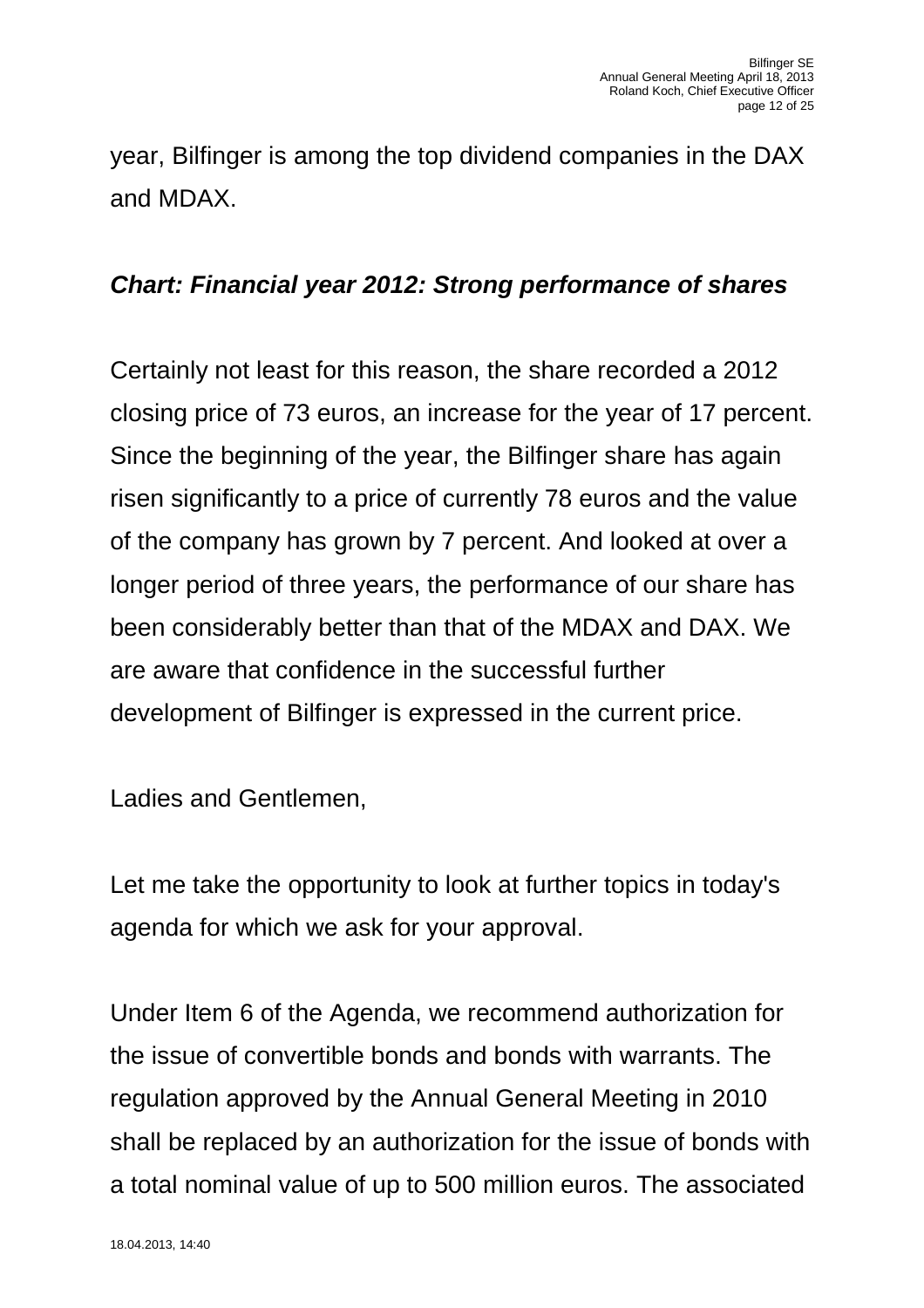year, Bilfinger is among the top dividend companies in the DAX and MDAX.

***Chart: Financial year 2012: Strong performance of shares***

Certainly not least for this reason, the share recorded a 2012 closing price of 73 euros, an increase for the year of 17 percent. Since the beginning of the year, the Bilfinger share has again risen significantly to a price of currently 78 euros and the value of the company has grown by 7 percent. And looked at over a longer period of three years, the performance of our share has been considerably better than that of the MDAX and DAX. We are aware that confidence in the successful further development of Bilfinger is expressed in the current price.

Ladies and Gentlemen,

Let me take the opportunity to look at further topics in today's agenda for which we ask for your approval.

Under Item 6 of the Agenda, we recommend authorization for the issue of convertible bonds and bonds with warrants. The regulation approved by the Annual General Meeting in 2010 shall be replaced by an authorization for the issue of bonds with a total nominal value of up to 500 million euros. The associated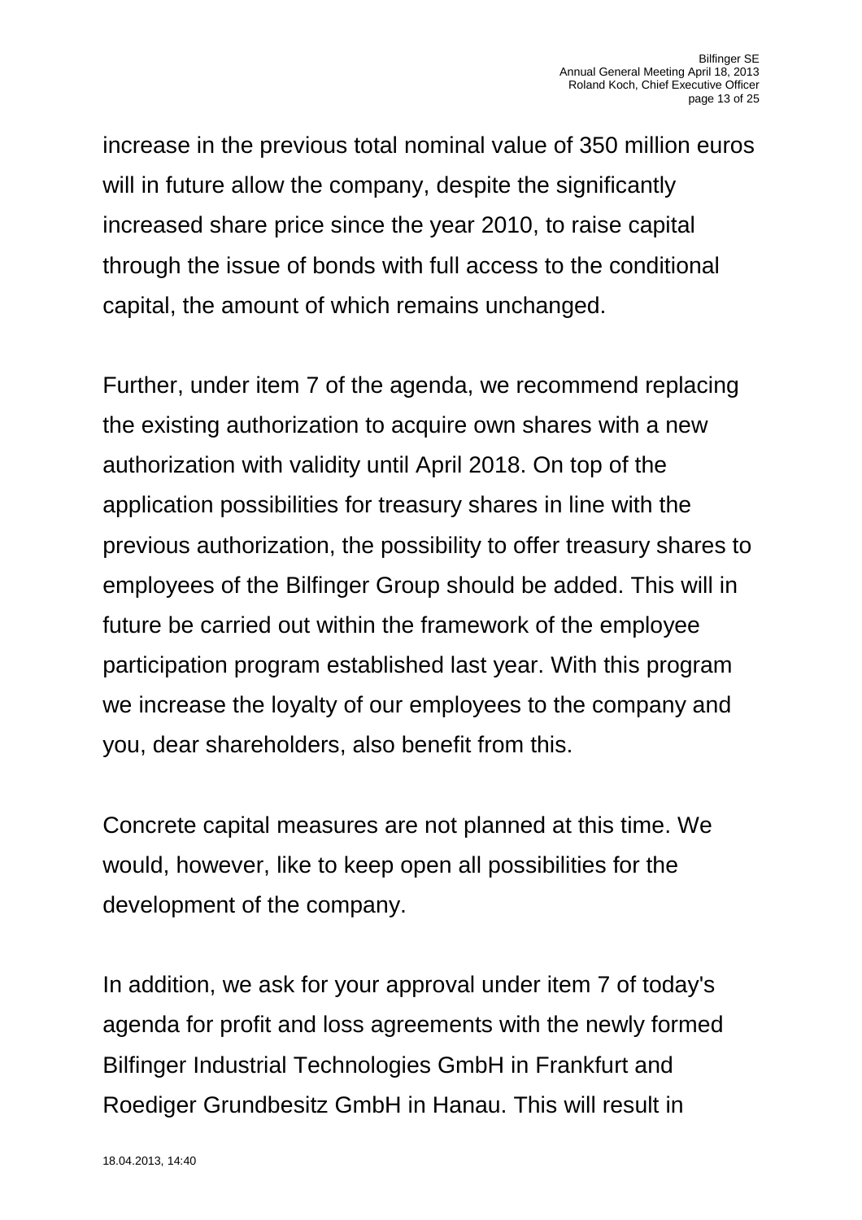increase in the previous total nominal value of 350 million euros will in future allow the company, despite the significantly increased share price since the year 2010, to raise capital through the issue of bonds with full access to the conditional capital, the amount of which remains unchanged.

Further, under item 7 of the agenda, we recommend replacing the existing authorization to acquire own shares with a new authorization with validity until April 2018. On top of the application possibilities for treasury shares in line with the previous authorization, the possibility to offer treasury shares to employees of the Bilfinger Group should be added. This will in future be carried out within the framework of the employee participation program established last year. With this program we increase the loyalty of our employees to the company and you, dear shareholders, also benefit from this.

Concrete capital measures are not planned at this time. We would, however, like to keep open all possibilities for the development of the company.

In addition, we ask for your approval under item 7 of today's agenda for profit and loss agreements with the newly formed Bilfinger Industrial Technologies GmbH in Frankfurt and Roediger Grundbesitz GmbH in Hanau. This will result in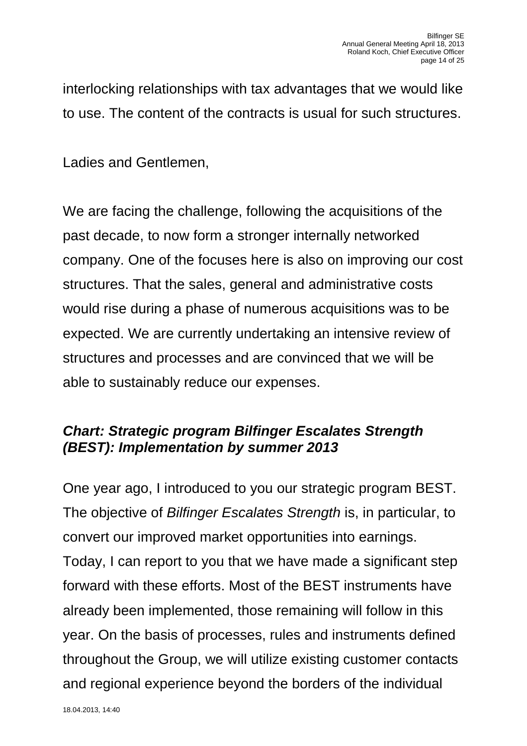interlocking relationships with tax advantages that we would like to use. The content of the contracts is usual for such structures.

Ladies and Gentlemen,

We are facing the challenge, following the acquisitions of the past decade, to now form a stronger internally networked company. One of the focuses here is also on improving our cost structures. That the sales, general and administrative costs would rise during a phase of numerous acquisitions was to be expected. We are currently undertaking an intensive review of structures and processes and are convinced that we will be able to sustainably reduce our expenses.

***Chart: Strategic program Bilfinger Escalates Strength (BEST): Implementation by summer 2013***

One year ago, I introduced to you our strategic program BEST. The objective of *Bilfinger Escalates Strength* is, in particular, to convert our improved market opportunities into earnings. Today, I can report to you that we have made a significant step forward with these efforts. Most of the BEST instruments have already been implemented, those remaining will follow in this year. On the basis of processes, rules and instruments defined throughout the Group, we will utilize existing customer contacts and regional experience beyond the borders of the individual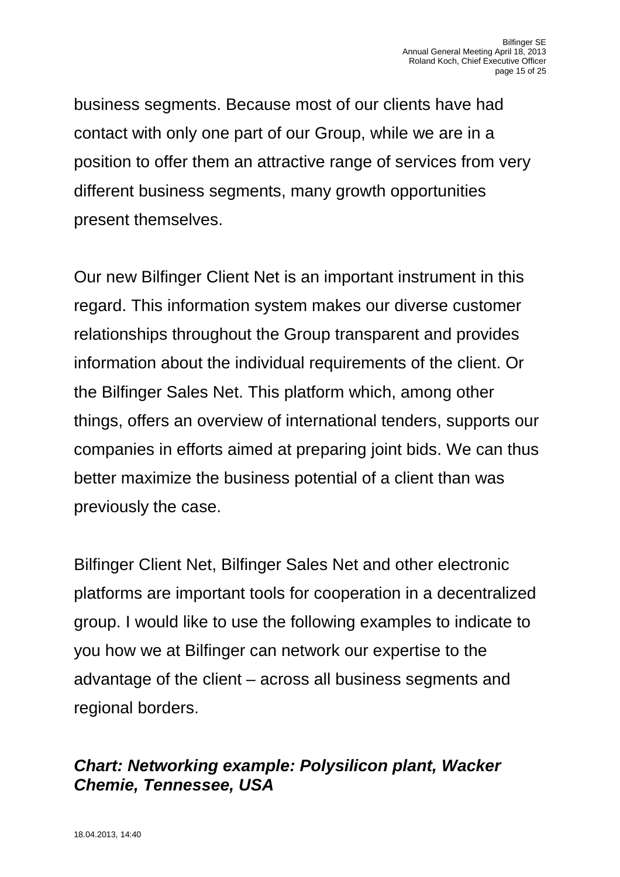business segments. Because most of our clients have had contact with only one part of our Group, while we are in a position to offer them an attractive range of services from very different business segments, many growth opportunities present themselves.

Our new Bilfinger Client Net is an important instrument in this regard. This information system makes our diverse customer relationships throughout the Group transparent and provides information about the individual requirements of the client. Or the Bilfinger Sales Net. This platform which, among other things, offers an overview of international tenders, supports our companies in efforts aimed at preparing joint bids. We can thus better maximize the business potential of a client than was previously the case.

Bilfinger Client Net, Bilfinger Sales Net and other electronic platforms are important tools for cooperation in a decentralized group. I would like to use the following examples to indicate to you how we at Bilfinger can network our expertise to the advantage of the client – across all business segments and regional borders.

***Chart: Networking example: Polysilicon plant, Wacker Chemie, Tennessee, USA***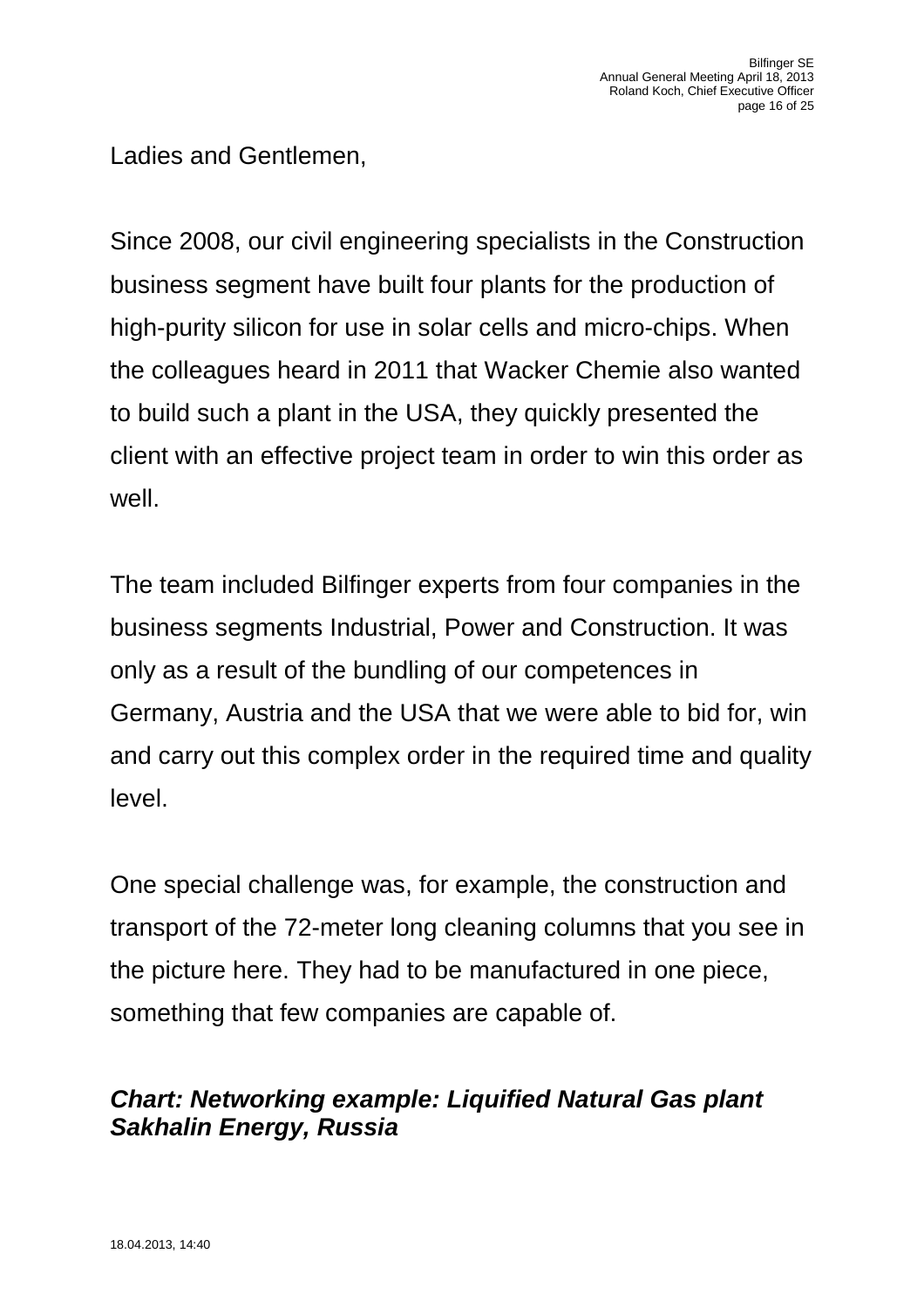Ladies and Gentlemen,

Since 2008, our civil engineering specialists in the Construction business segment have built four plants for the production of high-purity silicon for use in solar cells and micro-chips. When the colleagues heard in 2011 that Wacker Chemie also wanted to build such a plant in the USA, they quickly presented the client with an effective project team in order to win this order as well.

The team included Bilfinger experts from four companies in the business segments Industrial, Power and Construction. It was only as a result of the bundling of our competences in Germany, Austria and the USA that we were able to bid for, win and carry out this complex order in the required time and quality level.

One special challenge was, for example, the construction and transport of the 72-meter long cleaning columns that you see in the picture here. They had to be manufactured in one piece, something that few companies are capable of.

***Chart: Networking example: Liquified Natural Gas plant Sakhalin Energy, Russia***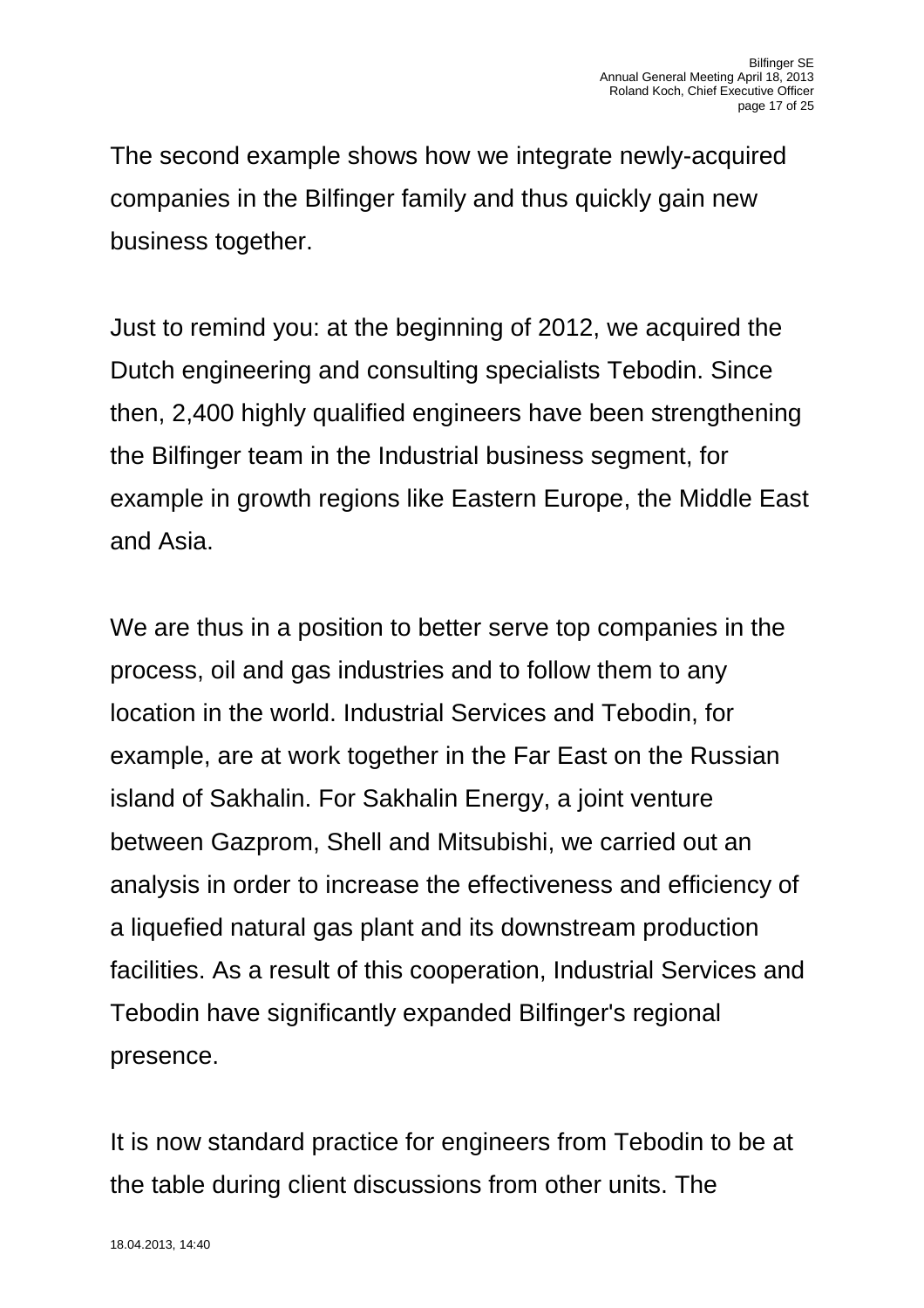The second example shows how we integrate newly-acquired companies in the Bilfinger family and thus quickly gain new business together.

Just to remind you: at the beginning of 2012, we acquired the Dutch engineering and consulting specialists Tebodin. Since then, 2,400 highly qualified engineers have been strengthening the Bilfinger team in the Industrial business segment, for example in growth regions like Eastern Europe, the Middle East and Asia.

We are thus in a position to better serve top companies in the process, oil and gas industries and to follow them to any location in the world. Industrial Services and Tebodin, for example, are at work together in the Far East on the Russian island of Sakhalin. For Sakhalin Energy, a joint venture between Gazprom, Shell and Mitsubishi, we carried out an analysis in order to increase the effectiveness and efficiency of a liquefied natural gas plant and its downstream production facilities. As a result of this cooperation, Industrial Services and Tebodin have significantly expanded Bilfinger's regional presence.

It is now standard practice for engineers from Tebodin to be at the table during client discussions from other units. The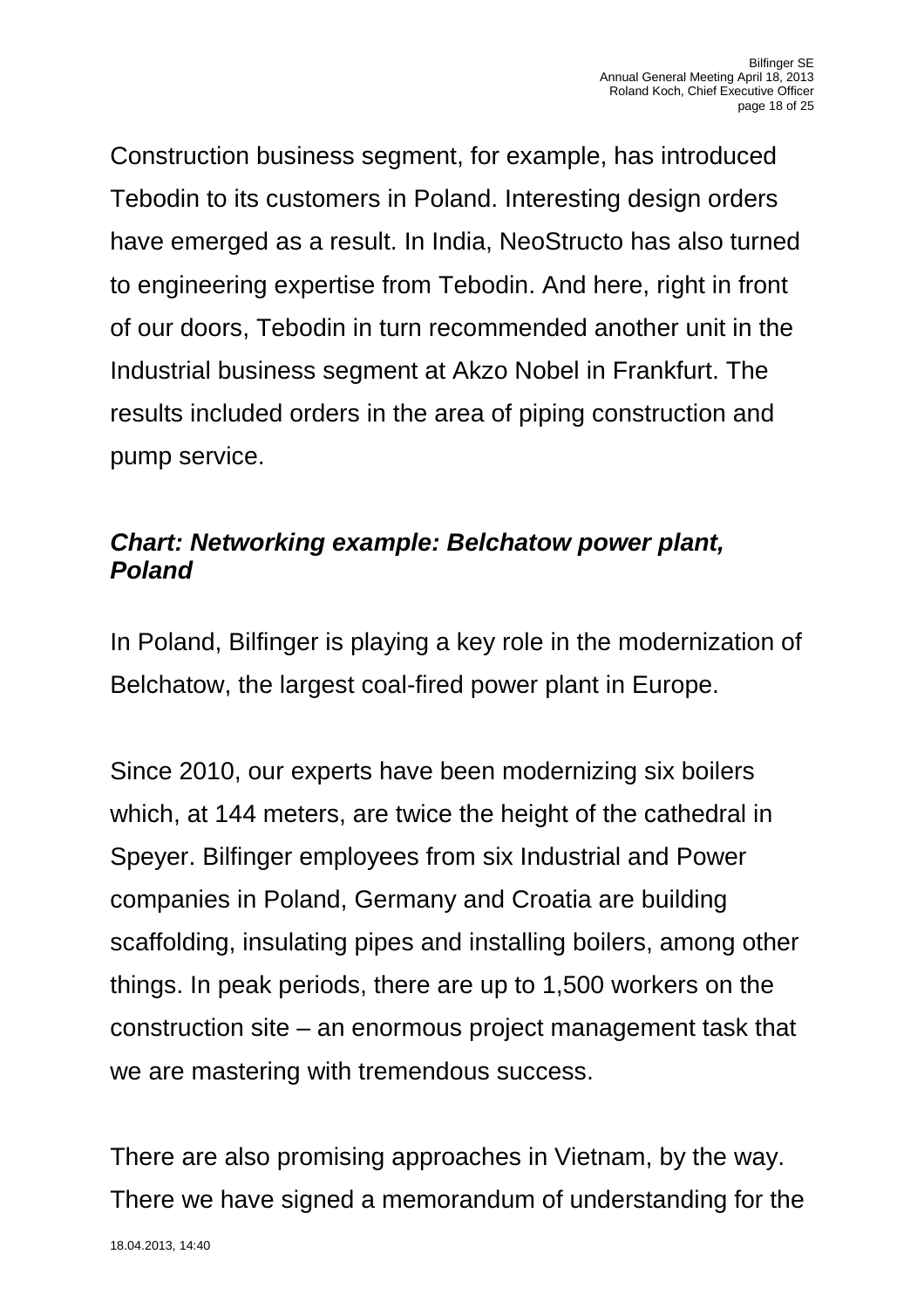Construction business segment, for example, has introduced Tebodin to its customers in Poland. Interesting design orders have emerged as a result. In India, NeoStructo has also turned to engineering expertise from Tebodin. And here, right in front of our doors, Tebodin in turn recommended another unit in the Industrial business segment at Akzo Nobel in Frankfurt. The results included orders in the area of piping construction and pump service.

***Chart: Networking example: Belchatow power plant, Poland***

In Poland, Bilfinger is playing a key role in the modernization of Belchatow, the largest coal-fired power plant in Europe.

Since 2010, our experts have been modernizing six boilers which, at 144 meters, are twice the height of the cathedral in Speyer. Bilfinger employees from six Industrial and Power companies in Poland, Germany and Croatia are building scaffolding, insulating pipes and installing boilers, among other things. In peak periods, there are up to 1,500 workers on the construction site – an enormous project management task that we are mastering with tremendous success.

There are also promising approaches in Vietnam, by the way. There we have signed a memorandum of understanding for the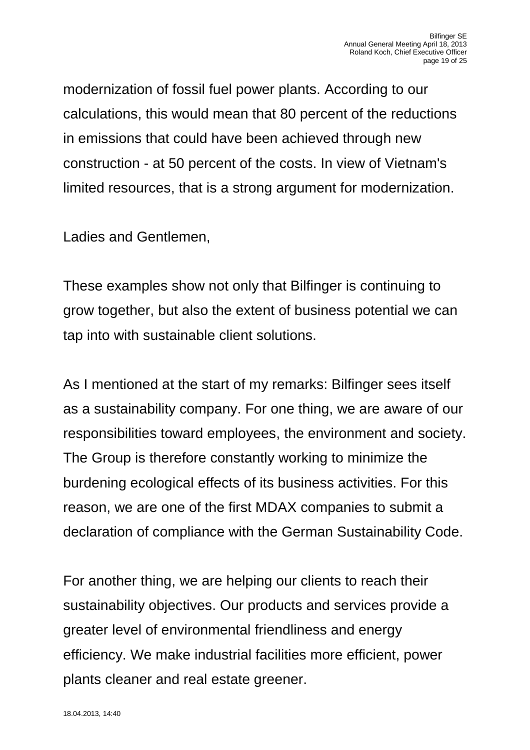modernization of fossil fuel power plants. According to our calculations, this would mean that 80 percent of the reductions in emissions that could have been achieved through new construction - at 50 percent of the costs. In view of Vietnam's limited resources, that is a strong argument for modernization.

Ladies and Gentlemen,

These examples show not only that Bilfinger is continuing to grow together, but also the extent of business potential we can tap into with sustainable client solutions.

As I mentioned at the start of my remarks: Bilfinger sees itself as a sustainability company. For one thing, we are aware of our responsibilities toward employees, the environment and society. The Group is therefore constantly working to minimize the burdening ecological effects of its business activities. For this reason, we are one of the first MDAX companies to submit a declaration of compliance with the German Sustainability Code.

For another thing, we are helping our clients to reach their sustainability objectives. Our products and services provide a greater level of environmental friendliness and energy efficiency. We make industrial facilities more efficient, power plants cleaner and real estate greener.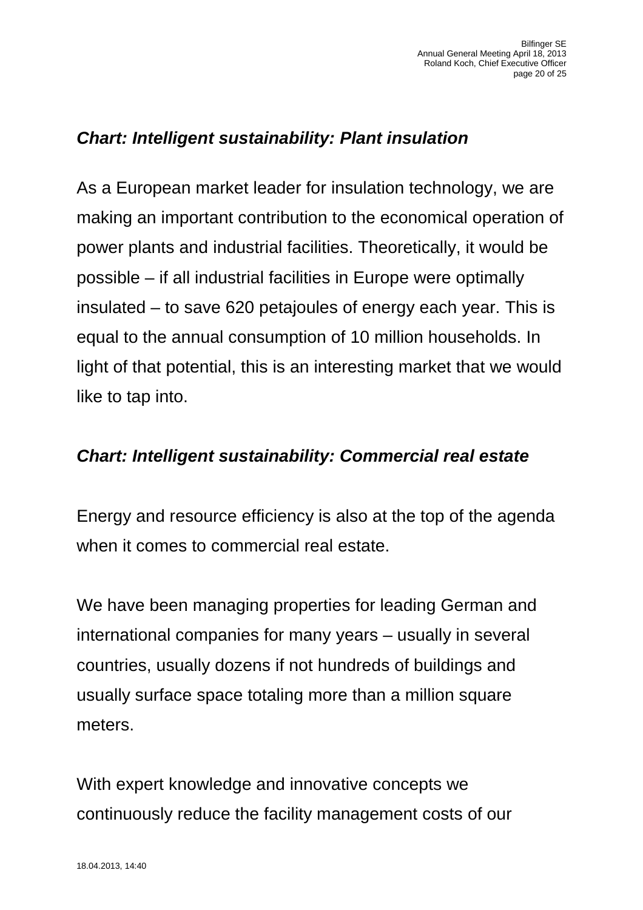*Chart: Intelligent sustainability: Plant insulation*

As a European market leader for insulation technology, we are making an important contribution to the economical operation of power plants and industrial facilities. Theoretically, it would be possible – if all industrial facilities in Europe were optimally insulated – to save 620 petajoules of energy each year. This is equal to the annual consumption of 10 million households. In light of that potential, this is an interesting market that we would like to tap into.

*Chart: Intelligent sustainability: Commercial real estate*

Energy and resource efficiency is also at the top of the agenda when it comes to commercial real estate.

We have been managing properties for leading German and international companies for many years – usually in several countries, usually dozens if not hundreds of buildings and usually surface space totaling more than a million square meters.

With expert knowledge and innovative concepts we continuously reduce the facility management costs of our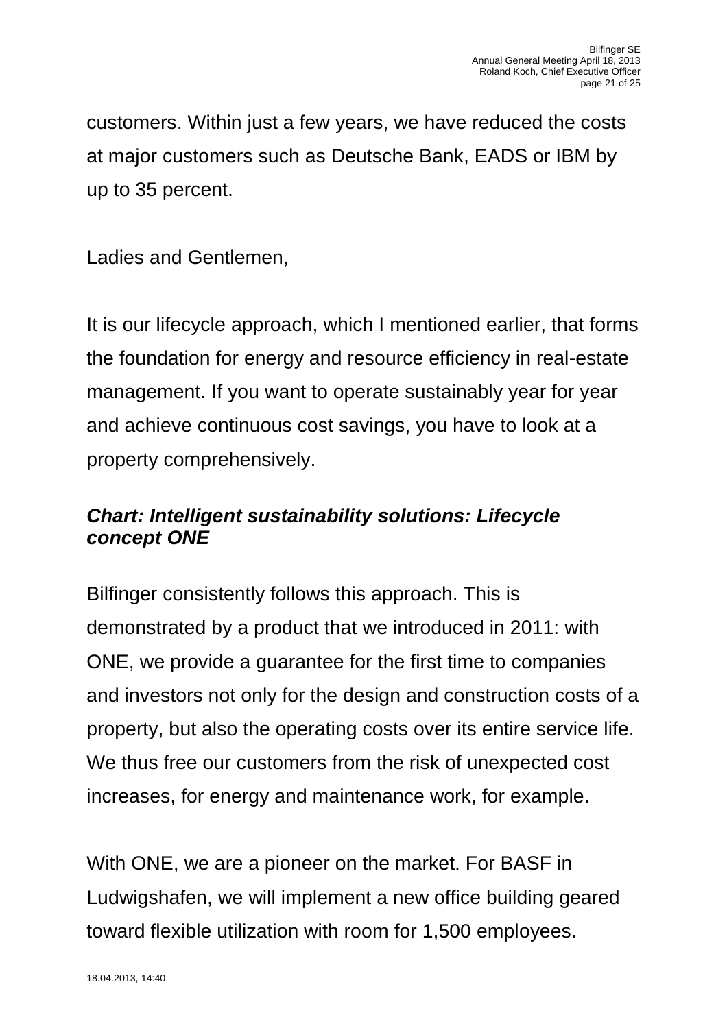customers. Within just a few years, we have reduced the costs at major customers such as Deutsche Bank, EADS or IBM by up to 35 percent.

Ladies and Gentlemen,

It is our lifecycle approach, which I mentioned earlier, that forms the foundation for energy and resource efficiency in real-estate management. If you want to operate sustainably year for year and achieve continuous cost savings, you have to look at a property comprehensively.

***Chart: Intelligent sustainability solutions: Lifecycle concept ONE***

Bilfinger consistently follows this approach. This is demonstrated by a product that we introduced in 2011: with ONE, we provide a guarantee for the first time to companies and investors not only for the design and construction costs of a property, but also the operating costs over its entire service life. We thus free our customers from the risk of unexpected cost increases, for energy and maintenance work, for example.

With ONE, we are a pioneer on the market. For BASF in Ludwigshafen, we will implement a new office building geared toward flexible utilization with room for 1,500 employees.

18.04.2013, 14:40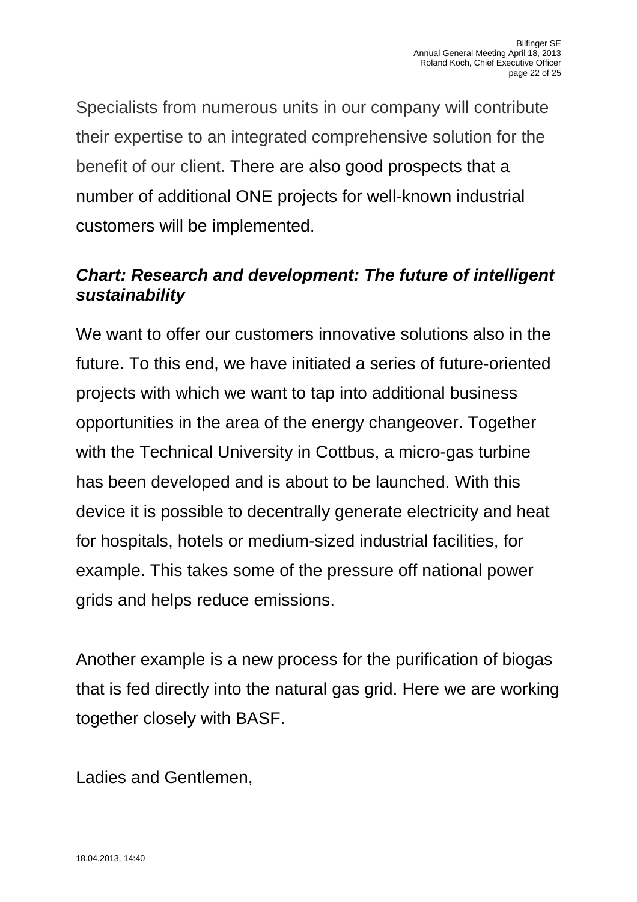Specialists from numerous units in our company will contribute their expertise to an integrated comprehensive solution for the benefit of our client. There are also good prospects that a number of additional ONE projects for well-known industrial customers will be implemented.

***Chart: Research and development: The future of intelligent sustainability***

We want to offer our customers innovative solutions also in the future. To this end, we have initiated a series of future-oriented projects with which we want to tap into additional business opportunities in the area of the energy changeover. Together with the Technical University in Cottbus, a micro-gas turbine has been developed and is about to be launched. With this device it is possible to decentrally generate electricity and heat for hospitals, hotels or medium-sized industrial facilities, for example. This takes some of the pressure off national power grids and helps reduce emissions.

Another example is a new process for the purification of biogas that is fed directly into the natural gas grid. Here we are working together closely with BASF.

Ladies and Gentlemen,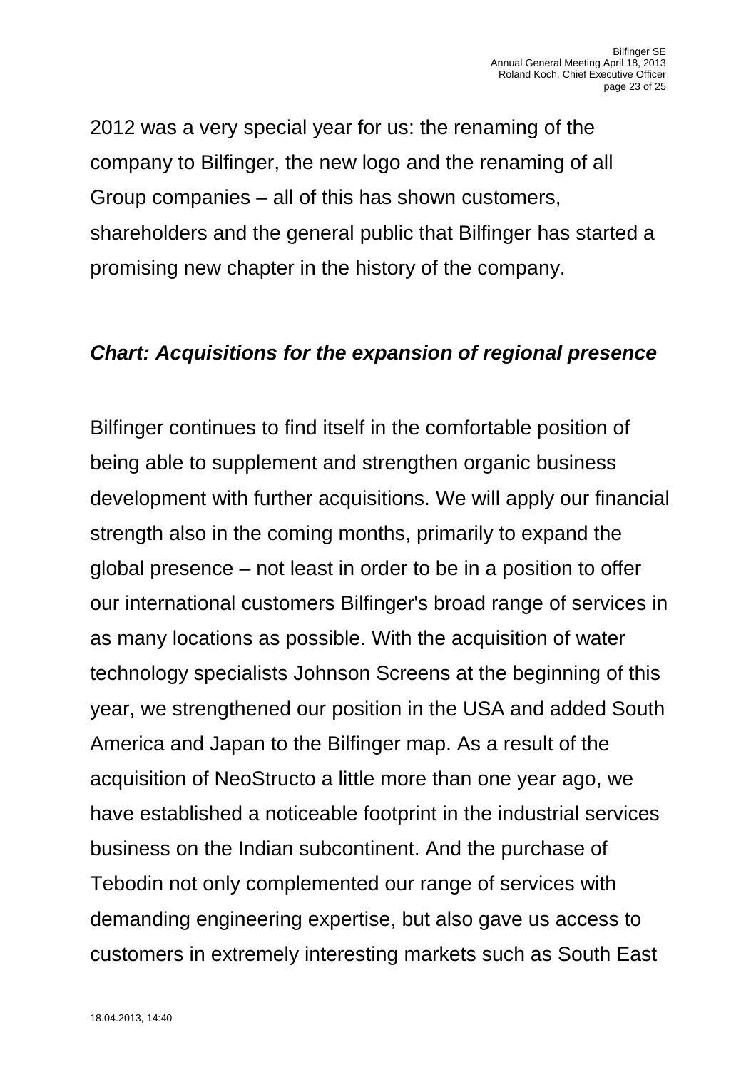2012 was a very special year for us: the renaming of the company to Bilfinger, the new logo and the renaming of all Group companies – all of this has shown customers, shareholders and the general public that Bilfinger has started a promising new chapter in the history of the company.

***Chart: Acquisitions for the expansion of regional presence***

Bilfinger continues to find itself in the comfortable position of being able to supplement and strengthen organic business development with further acquisitions. We will apply our financial strength also in the coming months, primarily to expand the global presence – not least in order to be in a position to offer our international customers Bilfinger's broad range of services in as many locations as possible. With the acquisition of water technology specialists Johnson Screens at the beginning of this year, we strengthened our position in the USA and added South America and Japan to the Bilfinger map. As a result of the acquisition of NeoStructo a little more than one year ago, we have established a noticeable footprint in the industrial services business on the Indian subcontinent. And the purchase of Tebodin not only complemented our range of services with demanding engineering expertise, but also gave us access to customers in extremely interesting markets such as South East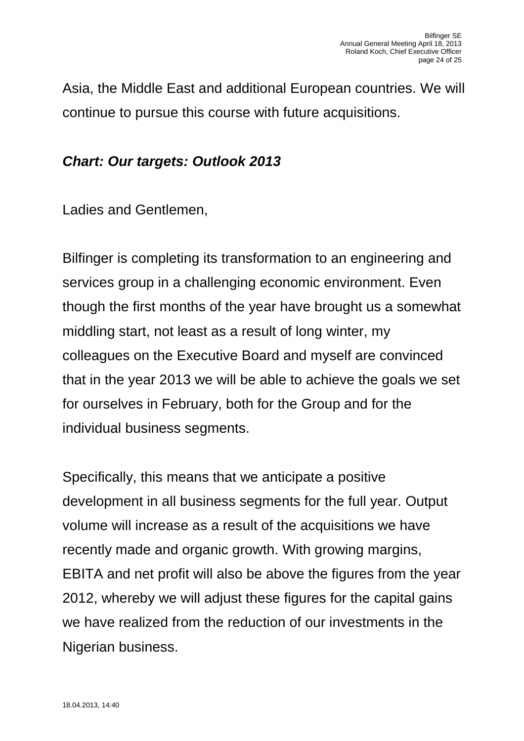Asia, the Middle East and additional European countries. We will continue to pursue this course with future acquisitions.

***Chart: Our targets: Outlook 2013***

Ladies and Gentlemen,

Bilfinger is completing its transformation to an engineering and services group in a challenging economic environment. Even though the first months of the year have brought us a somewhat middling start, not least as a result of long winter, my colleagues on the Executive Board and myself are convinced that in the year 2013 we will be able to achieve the goals we set for ourselves in February, both for the Group and for the individual business segments.

Specifically, this means that we anticipate a positive development in all business segments for the full year. Output volume will increase as a result of the acquisitions we have recently made and organic growth. With growing margins, EBITA and net profit will also be above the figures from the year 2012, whereby we will adjust these figures for the capital gains we have realized from the reduction of our investments in the Nigerian business.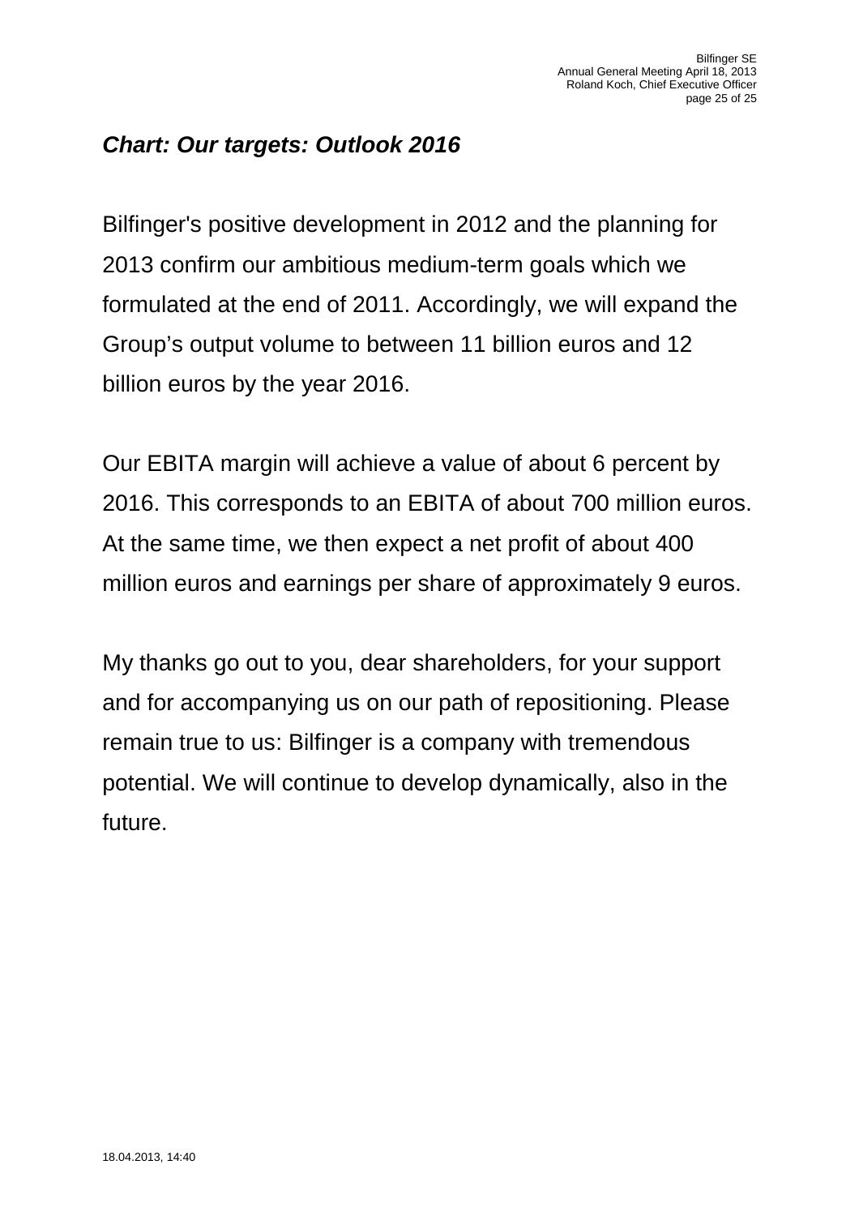***Chart: Our targets: Outlook 2016***

Bilfinger's positive development in 2012 and the planning for 2013 confirm our ambitious medium-term goals which we formulated at the end of 2011. Accordingly, we will expand the Group's output volume to between 11 billion euros and 12 billion euros by the year 2016.

Our EBITA margin will achieve a value of about 6 percent by 2016. This corresponds to an EBITA of about 700 million euros. At the same time, we then expect a net profit of about 400 million euros and earnings per share of approximately 9 euros.

My thanks go out to you, dear shareholders, for your support and for accompanying us on our path of repositioning. Please remain true to us: Bilfinger is a company with tremendous potential. We will continue to develop dynamically, also in the future.